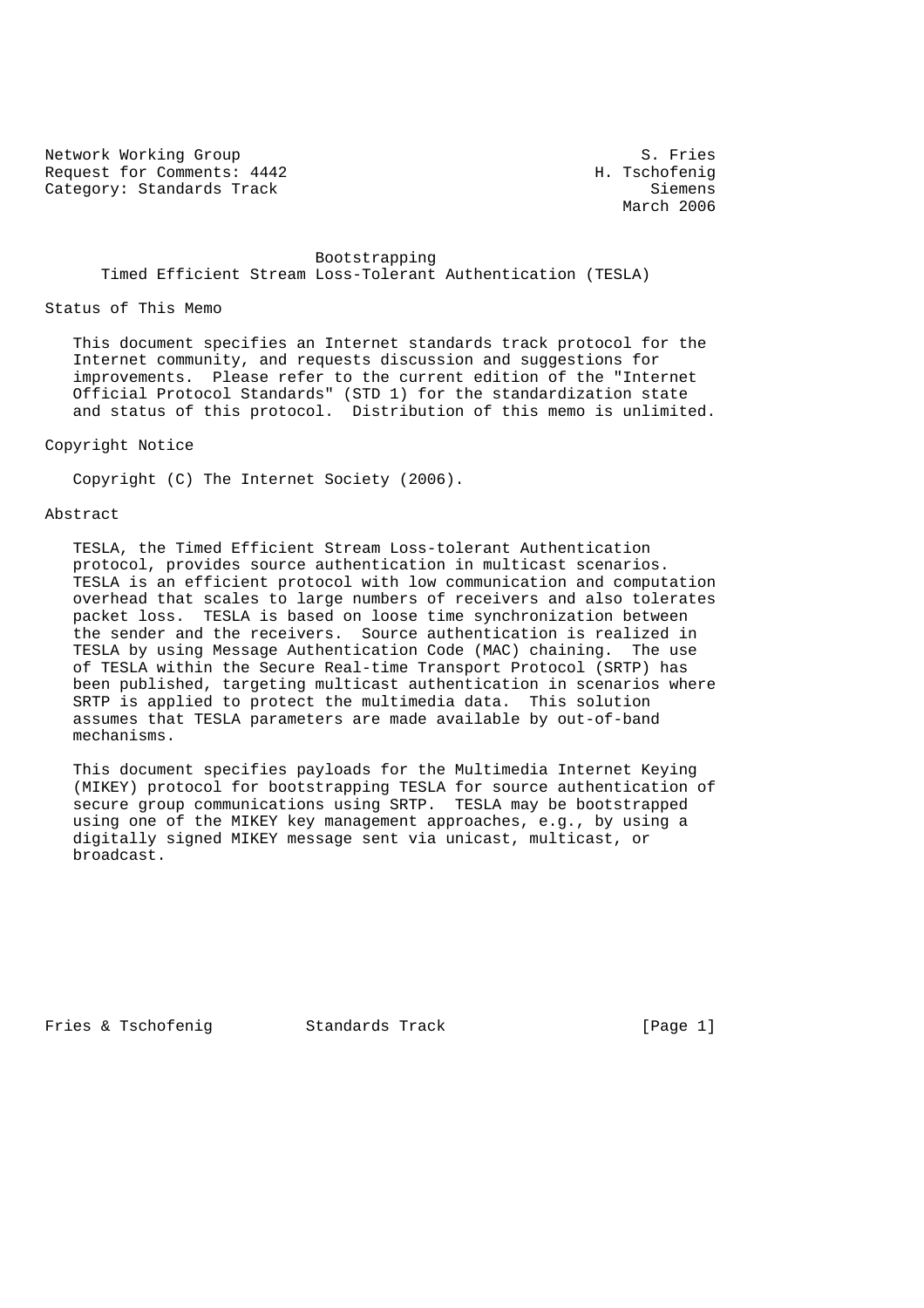Network Working Group S. Fries
Request for Comments: 4442 H. Tschofenig
Category: Standards Track Siemens
March 2006

# Bootstrapping Timed Efficient Stream Loss-Tolerant Authentication (TESLA)

## Status of This Memo

This document specifies an Internet standards track protocol for the Internet community, and requests discussion and suggestions for improvements. Please refer to the current edition of the "Internet Official Protocol Standards" (STD 1) for the standardization state and status of this protocol. Distribution of this memo is unlimited.

## Copyright Notice

Copyright (C) The Internet Society (2006).

## Abstract

TESLA, the Timed Efficient Stream Loss-tolerant Authentication protocol, provides source authentication in multicast scenarios. TESLA is an efficient protocol with low communication and computation overhead that scales to large numbers of receivers and also tolerates packet loss. TESLA is based on loose time synchronization between the sender and the receivers. Source authentication is realized in TESLA by using Message Authentication Code (MAC) chaining. The use of TESLA within the Secure Real-time Transport Protocol (SRTP) has been published, targeting multicast authentication in scenarios where SRTP is applied to protect the multimedia data. This solution assumes that TESLA parameters are made available by out-of-band mechanisms.

This document specifies payloads for the Multimedia Internet Keying (MIKEY) protocol for bootstrapping TESLA for source authentication of secure group communications using SRTP. TESLA may be bootstrapped using one of the MIKEY key management approaches, e.g., by using a digitally signed MIKEY message sent via unicast, multicast, or broadcast.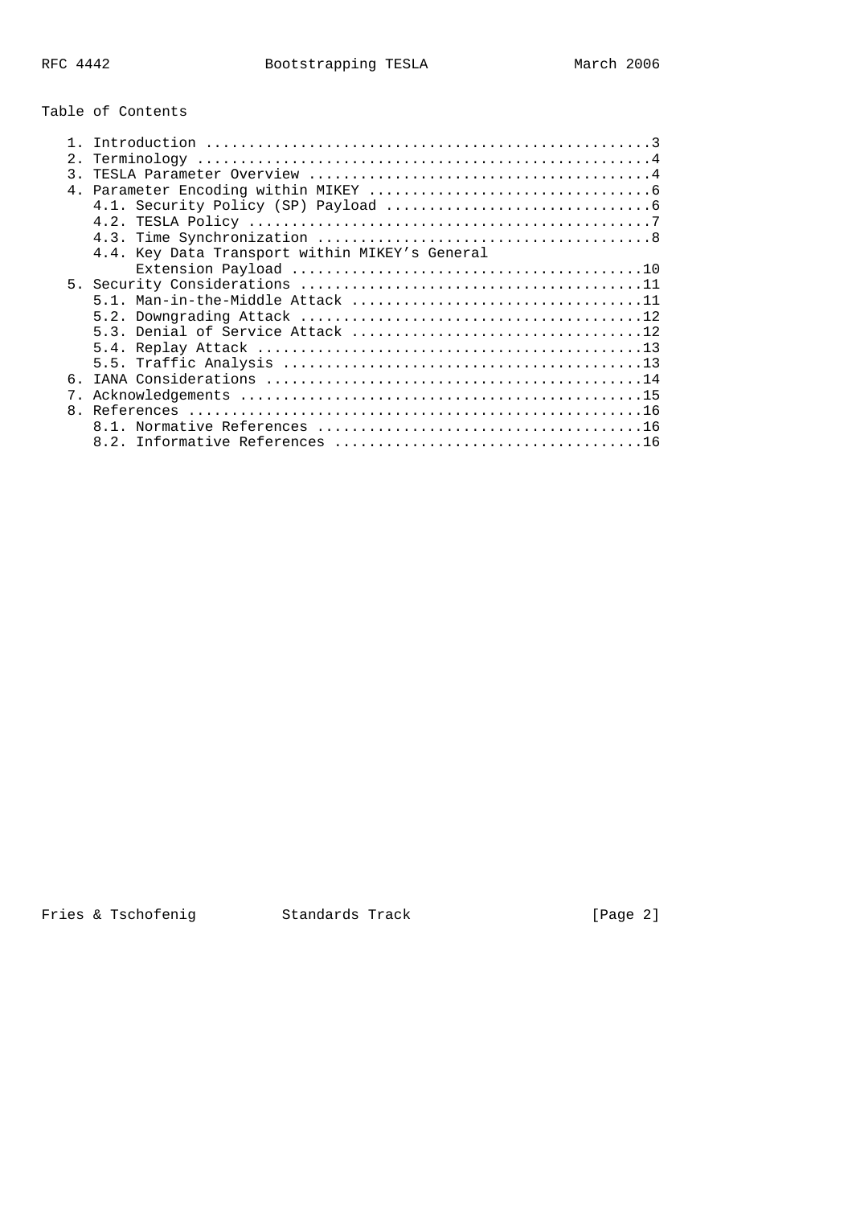Table of Contents

1. Introduction ....................................................3
2. Terminology .....................................................4
3. TESLA Parameter Overview ........................................4
4. Parameter Encoding within MIKEY .................................6
   4.1. Security Policy (SP) Payload ...............................6
   4.2. TESLA Policy ...............................................7
   4.3. Time Synchronization .......................................8
   4.4. Key Data Transport within MIKEY's General Extension Payload ........................................10
5. Security Considerations ........................................11
   5.1. Man-in-the-Middle Attack ..................................11
   5.2. Downgrading Attack ........................................12
   5.3. Denial of Service Attack ..................................12
   5.4. Replay Attack .............................................13
   5.5. Traffic Analysis ..........................................13
6. IANA Considerations ............................................14
7. Acknowledgements ...............................................15
8. References .....................................................16
   8.1. Normative References ......................................16
   8.2. Informative References ....................................16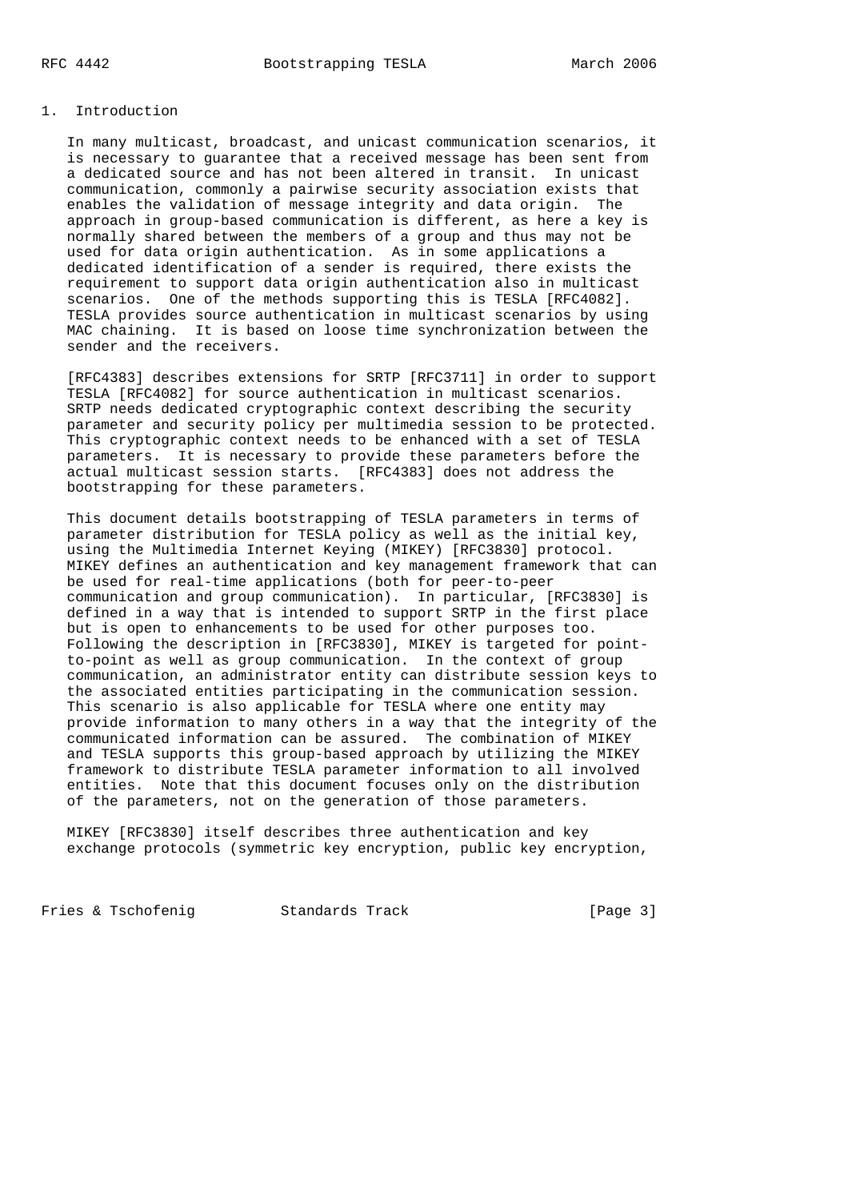## 1. Introduction

In many multicast, broadcast, and unicast communication scenarios, it is necessary to guarantee that a received message has been sent from a dedicated source and has not been altered in transit. In unicast communication, commonly a pairwise security association exists that enables the validation of message integrity and data origin. The approach in group-based communication is different, as here a key is normally shared between the members of a group and thus may not be used for data origin authentication. As in some applications a dedicated identification of a sender is required, there exists the requirement to support data origin authentication also in multicast scenarios. One of the methods supporting this is TESLA [RFC4082]. TESLA provides source authentication in multicast scenarios by using MAC chaining. It is based on loose time synchronization between the sender and the receivers.

[RFC4383] describes extensions for SRTP [RFC3711] in order to support TESLA [RFC4082] for source authentication in multicast scenarios. SRTP needs dedicated cryptographic context describing the security parameter and security policy per multimedia session to be protected. This cryptographic context needs to be enhanced with a set of TESLA parameters. It is necessary to provide these parameters before the actual multicast session starts. [RFC4383] does not address the bootstrapping for these parameters.

This document details bootstrapping of TESLA parameters in terms of parameter distribution for TESLA policy as well as the initial key, using the Multimedia Internet Keying (MIKEY) [RFC3830] protocol. MIKEY defines an authentication and key management framework that can be used for real-time applications (both for peer-to-peer communication and group communication). In particular, [RFC3830] is defined in a way that is intended to support SRTP in the first place but is open to enhancements to be used for other purposes too. Following the description in [RFC3830], MIKEY is targeted for point-to-point as well as group communication. In the context of group communication, an administrator entity can distribute session keys to the associated entities participating in the communication session. This scenario is also applicable for TESLA where one entity may provide information to many others in a way that the integrity of the communicated information can be assured. The combination of MIKEY and TESLA supports this group-based approach by utilizing the MIKEY framework to distribute TESLA parameter information to all involved entities. Note that this document focuses only on the distribution of the parameters, not on the generation of those parameters.

MIKEY [RFC3830] itself describes three authentication and key exchange protocols (symmetric key encryption, public key encryption,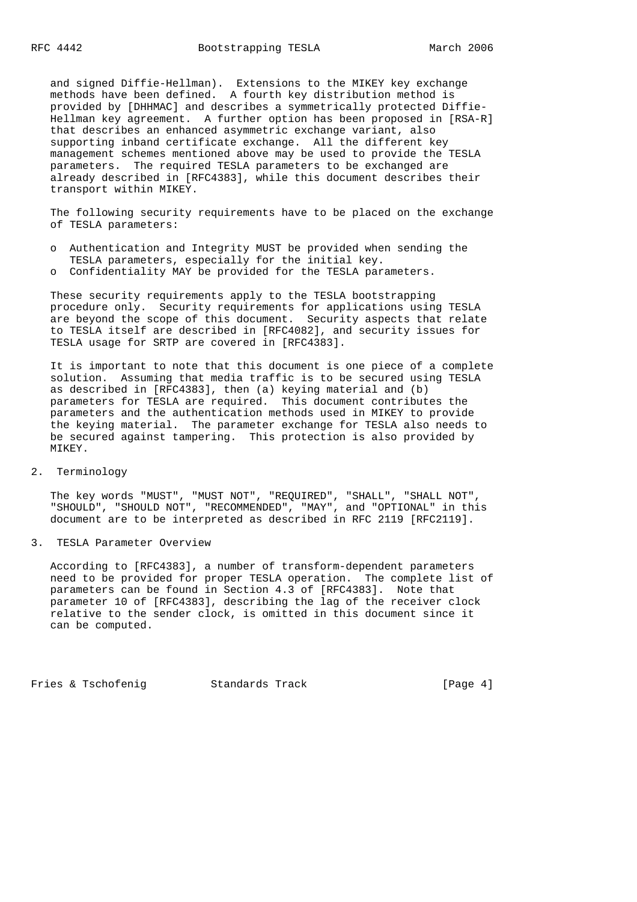and signed Diffie-Hellman). Extensions to the MIKEY key exchange methods have been defined. A fourth key distribution method is provided by [DHHMAC] and describes a symmetrically protected Diffie-Hellman key agreement. A further option has been proposed in [RSA-R] that describes an enhanced asymmetric exchange variant, also supporting inband certificate exchange. All the different key management schemes mentioned above may be used to provide the TESLA parameters. The required TESLA parameters to be exchanged are already described in [RFC4383], while this document describes their transport within MIKEY.

The following security requirements have to be placed on the exchange of TESLA parameters:

- Authentication and Integrity MUST be provided when sending the TESLA parameters, especially for the initial key.
- Confidentiality MAY be provided for the TESLA parameters.

These security requirements apply to the TESLA bootstrapping procedure only. Security requirements for applications using TESLA are beyond the scope of this document. Security aspects that relate to TESLA itself are described in [RFC4082], and security issues for TESLA usage for SRTP are covered in [RFC4383].

It is important to note that this document is one piece of a complete solution. Assuming that media traffic is to be secured using TESLA as described in [RFC4383], then (a) keying material and (b) parameters for TESLA are required. This document contributes the parameters and the authentication methods used in MIKEY to provide the keying material. The parameter exchange for TESLA also needs to be secured against tampering. This protection is also provided by MIKEY.

## 2. Terminology

The key words "MUST", "MUST NOT", "REQUIRED", "SHALL", "SHALL NOT", "SHOULD", "SHOULD NOT", "RECOMMENDED", "MAY", and "OPTIONAL" in this document are to be interpreted as described in RFC 2119 [RFC2119].

## 3. TESLA Parameter Overview

According to [RFC4383], a number of transform-dependent parameters need to be provided for proper TESLA operation. The complete list of parameters can be found in Section 4.3 of [RFC4383]. Note that parameter 10 of [RFC4383], describing the lag of the receiver clock relative to the sender clock, is omitted in this document since it can be computed.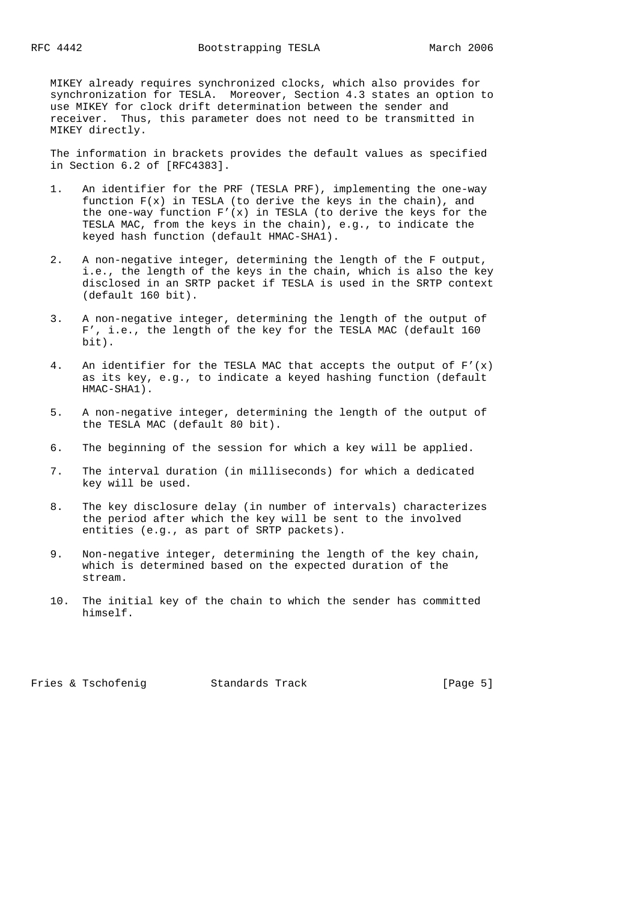MIKEY already requires synchronized clocks, which also provides for synchronization for TESLA. Moreover, Section 4.3 states an option to use MIKEY for clock drift determination between the sender and receiver. Thus, this parameter does not need to be transmitted in MIKEY directly.

The information in brackets provides the default values as specified in Section 6.2 of [RFC4383].

1. An identifier for the PRF (TESLA PRF), implementing the one-way function $F(x)$ in TESLA (to derive the keys in the chain), and the one-way function $F'(x)$ in TESLA (to derive the keys for the TESLA MAC, from the keys in the chain), e.g., to indicate the keyed hash function (default HMAC-SHA1).

2. A non-negative integer, determining the length of the F output, i.e., the length of the keys in the chain, which is also the key disclosed in an SRTP packet if TESLA is used in the SRTP context (default 160 bit).

3. A non-negative integer, determining the length of the output of $F'$, i.e., the length of the key for the TESLA MAC (default 160 bit).

4. An identifier for the TESLA MAC that accepts the output of $F'(x)$ as its key, e.g., to indicate a keyed hashing function (default HMAC-SHA1).

5. A non-negative integer, determining the length of the output of the TESLA MAC (default 80 bit).

6. The beginning of the session for which a key will be applied.

7. The interval duration (in milliseconds) for which a dedicated key will be used.

8. The key disclosure delay (in number of intervals) characterizes the period after which the key will be sent to the involved entities (e.g., as part of SRTP packets).

9. Non-negative integer, determining the length of the key chain, which is determined based on the expected duration of the stream.

10. The initial key of the chain to which the sender has committed himself.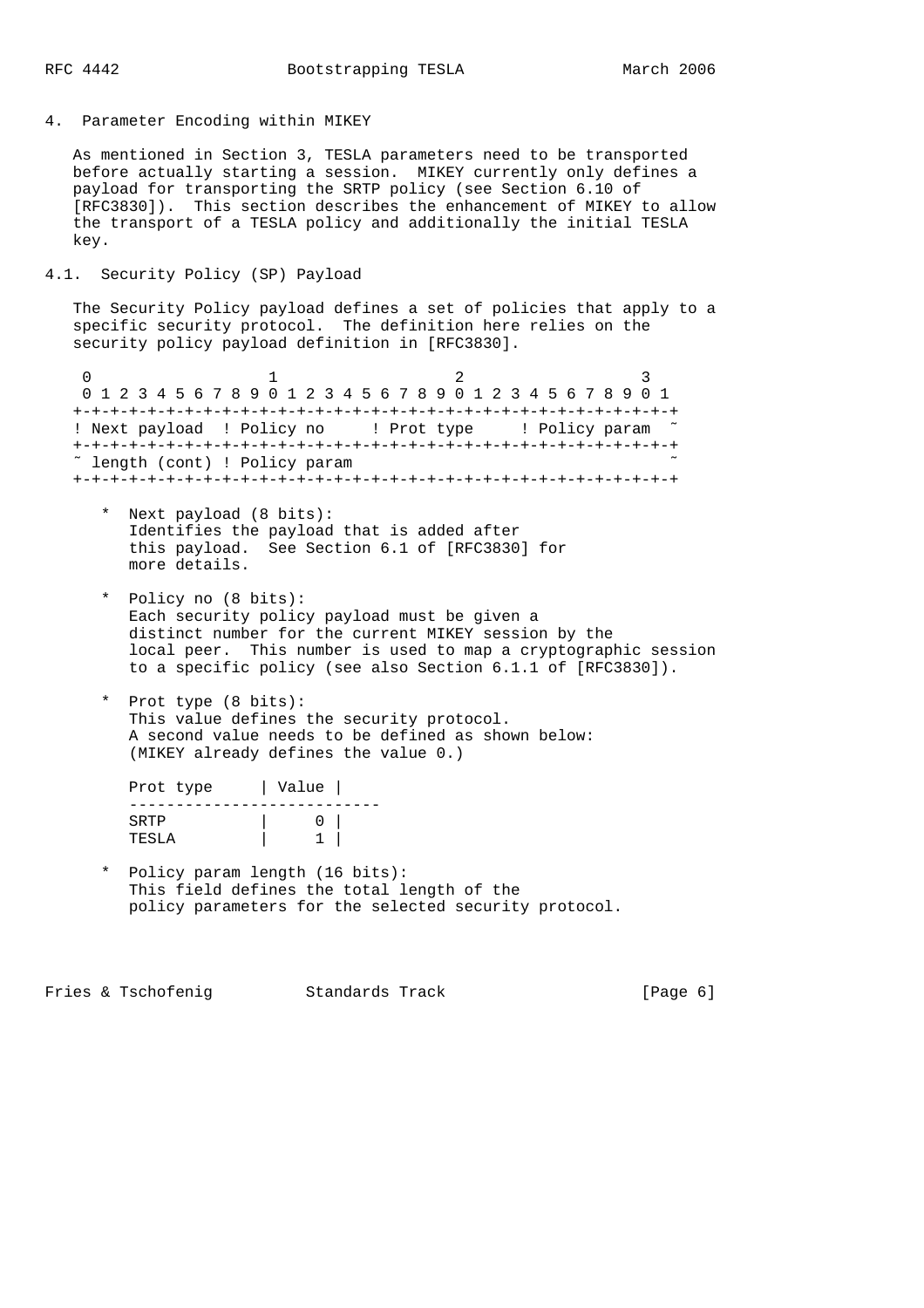## 4. Parameter Encoding within MIKEY

As mentioned in Section 3, TESLA parameters need to be transported before actually starting a session. MIKEY currently only defines a payload for transporting the SRTP policy (see Section 6.10 of [RFC3830]). This section describes the enhancement of MIKEY to allow the transport of a TESLA policy and additionally the initial TESLA key.

### 4.1. Security Policy (SP) Payload

The Security Policy payload defines a set of policies that apply to a specific security protocol. The definition here relies on the security policy payload definition in [RFC3830].

```
 0                   1                   2                   3
 0 1 2 3 4 5 6 7 8 9 0 1 2 3 4 5 6 7 8 9 0 1 2 3 4 5 6 7 8 9 0 1
+-+-+-+-+-+-+-+-+-+-+-+-+-+-+-+-+-+-+-+-+-+-+-+-+-+-+-+-+-+-+-+-+
! Next payload  ! Policy no     ! Prot type     ! Policy param  ~
+-+-+-+-+-+-+-+-+-+-+-+-+-+-+-+-+-+-+-+-+-+-+-+-+-+-+-+-+-+-+-+-+
~ length (cont) ! Policy param                                  ~
+-+-+-+-+-+-+-+-+-+-+-+-+-+-+-+-+-+-+-+-+-+-+-+-+-+-+-+-+-+-+-+-+
```

* Next payload (8 bits):
  Identifies the payload that is added after this payload. See Section 6.1 of [RFC3830] for more details.

* Policy no (8 bits):
  Each security policy payload must be given a distinct number for the current MIKEY session by the local peer. This number is used to map a cryptographic session to a specific policy (see also Section 6.1.1 of [RFC3830]).

* Prot type (8 bits):
  This value defines the security protocol. A second value needs to be defined as shown below: (MIKEY already defines the value 0.)

  | Prot type | Value |
  |---|---|
  | SRTP | 0 |
  | TESLA | 1 |

* Policy param length (16 bits):
  This field defines the total length of the policy parameters for the selected security protocol.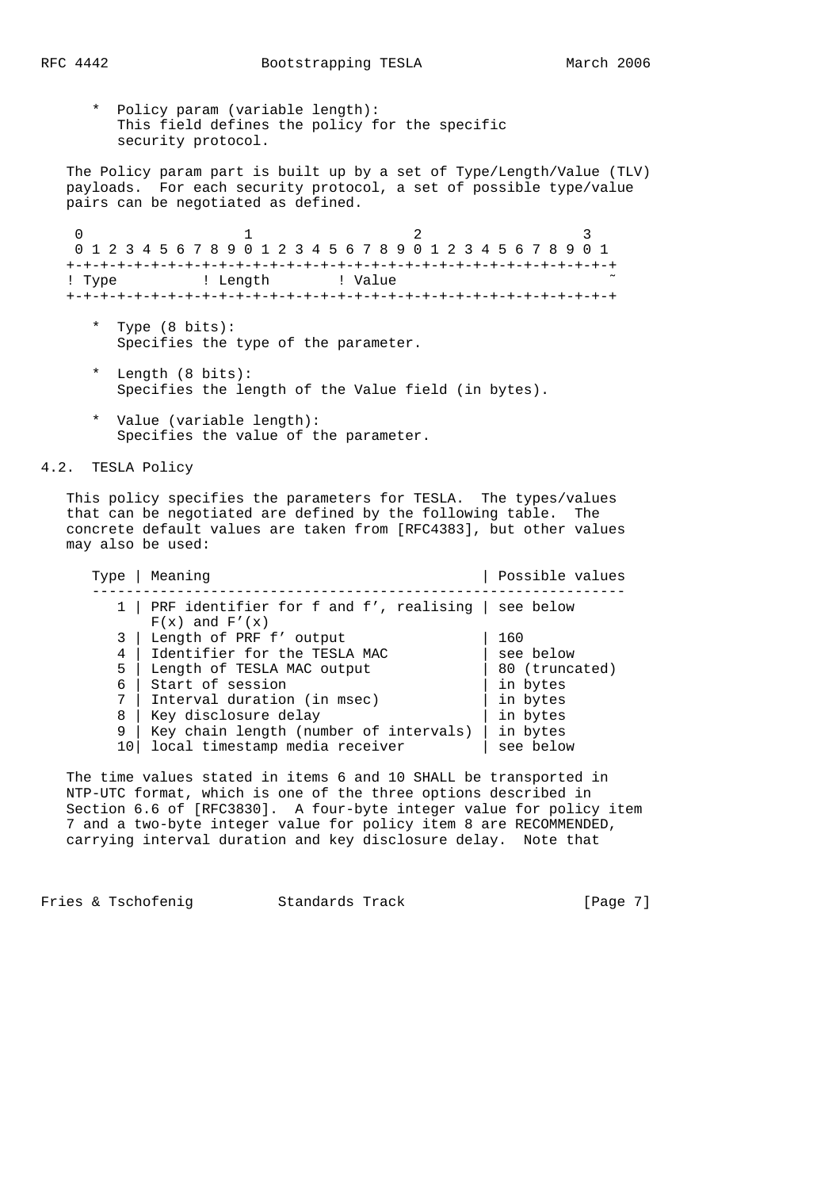* Policy param (variable length):
  This field defines the policy for the specific security protocol.

The Policy param part is built up by a set of Type/Length/Value (TLV) payloads. For each security protocol, a set of possible type/value pairs can be negotiated as defined.

```
 0                   1                   2                   3
 0 1 2 3 4 5 6 7 8 9 0 1 2 3 4 5 6 7 8 9 0 1 2 3 4 5 6 7 8 9 0 1
+-+-+-+-+-+-+-+-+-+-+-+-+-+-+-+-+-+-+-+-+-+-+-+-+-+-+-+-+-+-+-+-+
! Type          ! Length        ! Value                         ~
+-+-+-+-+-+-+-+-+-+-+-+-+-+-+-+-+-+-+-+-+-+-+-+-+-+-+-+-+-+-+-+-+
```

* Type (8 bits):
  Specifies the type of the parameter.

* Length (8 bits):
  Specifies the length of the Value field (in bytes).

* Value (variable length):
  Specifies the value of the parameter.

## 4.2. TESLA Policy

This policy specifies the parameters for TESLA. The types/values that can be negotiated are defined by the following table. The concrete default values are taken from [RFC4383], but other values may also be used:

| Type | Meaning | Possible values |
|---|---|---|
| 1 | PRF identifier for f and f', realising F(x) and F'(x) | see below |
| 3 | Length of PRF f' output | 160 |
| 4 | Identifier for the TESLA MAC | see below |
| 5 | Length of TESLA MAC output | 80 (truncated) |
| 6 | Start of session | in bytes |
| 7 | Interval duration (in msec) | in bytes |
| 8 | Key disclosure delay | in bytes |
| 9 | Key chain length (number of intervals) | in bytes |
| 10 | local timestamp media receiver | see below |

The time values stated in items 6 and 10 SHALL be transported in NTP-UTC format, which is one of the three options described in Section 6.6 of [RFC3830]. A four-byte integer value for policy item 7 and a two-byte integer value for policy item 8 are RECOMMENDED, carrying interval duration and key disclosure delay. Note that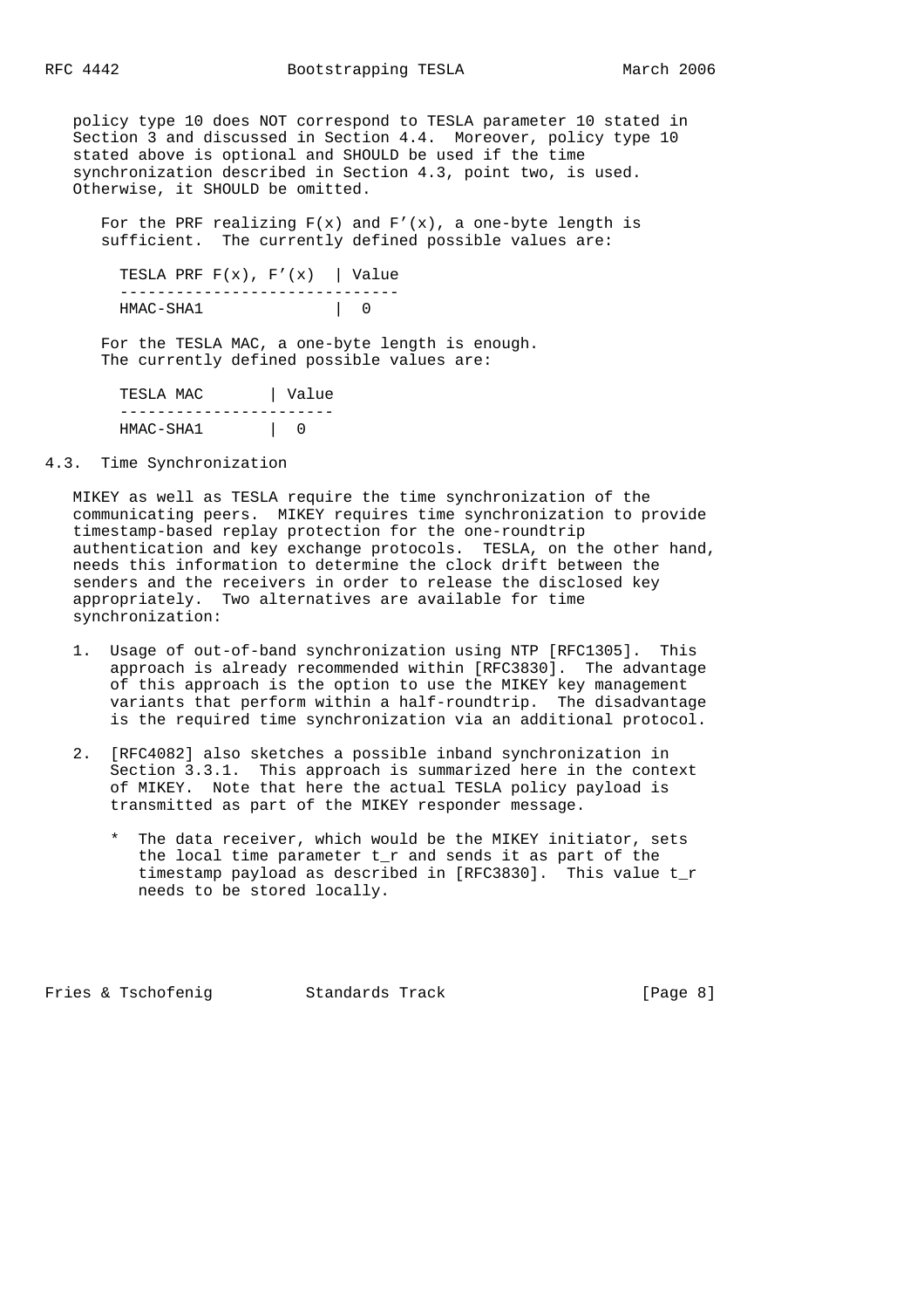policy type 10 does NOT correspond to TESLA parameter 10 stated in Section 3 and discussed in Section 4.4. Moreover, policy type 10 stated above is optional and SHOULD be used if the time synchronization described in Section 4.3, point two, is used. Otherwise, it SHOULD be omitted.

For the PRF realizing F(x) and F'(x), a one-byte length is sufficient. The currently defined possible values are:

| TESLA PRF F(x), F'(x) | Value |
|---|---|
| HMAC-SHA1 | 0 |

For the TESLA MAC, a one-byte length is enough. The currently defined possible values are:

| TESLA MAC | Value |
|---|---|
| HMAC-SHA1 | 0 |

## 4.3. Time Synchronization

MIKEY as well as TESLA require the time synchronization of the communicating peers. MIKEY requires time synchronization to provide timestamp-based replay protection for the one-roundtrip authentication and key exchange protocols. TESLA, on the other hand, needs this information to determine the clock drift between the senders and the receivers in order to release the disclosed key appropriately. Two alternatives are available for time synchronization:

1. Usage of out-of-band synchronization using NTP [RFC1305]. This approach is already recommended within [RFC3830]. The advantage of this approach is the option to use the MIKEY key management variants that perform within a half-roundtrip. The disadvantage is the required time synchronization via an additional protocol.

2. [RFC4082] also sketches a possible inband synchronization in Section 3.3.1. This approach is summarized here in the context of MIKEY. Note that here the actual TESLA policy payload is transmitted as part of the MIKEY responder message.

   * The data receiver, which would be the MIKEY initiator, sets the local time parameter t_r and sends it as part of the timestamp payload as described in [RFC3830]. This value t_r needs to be stored locally.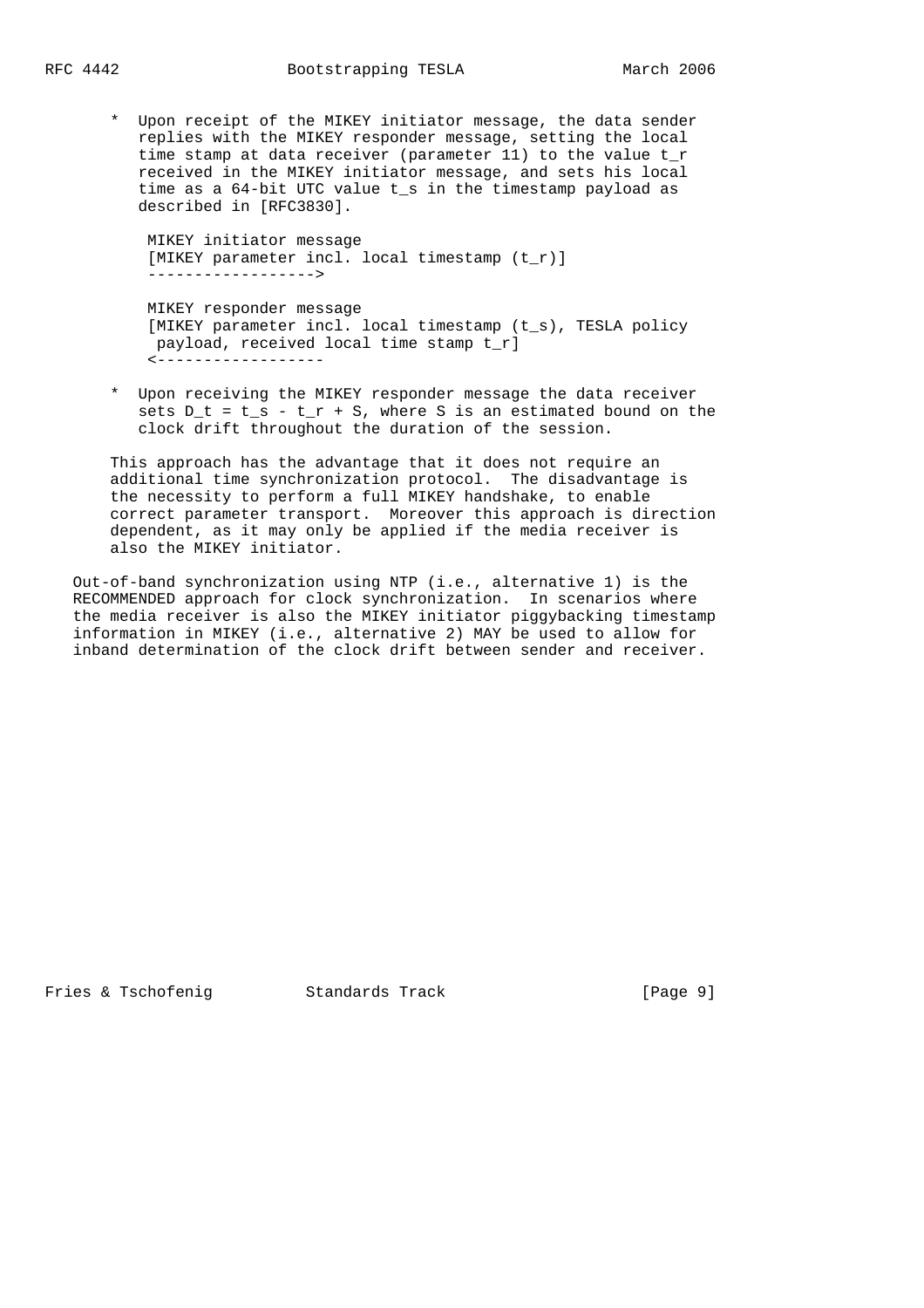* Upon receipt of the MIKEY initiator message, the data sender replies with the MIKEY responder message, setting the local time stamp at data receiver (parameter 11) to the value $t_r$ received in the MIKEY initiator message, and sets his local time as a 64-bit UTC value $t_s$ in the timestamp payload as described in [RFC3830].

```
MIKEY initiator message
[MIKEY parameter incl. local timestamp (t_r)]
------------------>

MIKEY responder message
[MIKEY parameter incl. local timestamp (t_s), TESLA policy
 payload, received local time stamp t_r]
<------------------
```

* Upon receiving the MIKEY responder message the data receiver sets $D_t = t_s - t_r + S$, where S is an estimated bound on the clock drift throughout the duration of the session.

This approach has the advantage that it does not require an additional time synchronization protocol. The disadvantage is the necessity to perform a full MIKEY handshake, to enable correct parameter transport. Moreover this approach is direction dependent, as it may only be applied if the media receiver is also the MIKEY initiator.

Out-of-band synchronization using NTP (i.e., alternative 1) is the RECOMMENDED approach for clock synchronization. In scenarios where the media receiver is also the MIKEY initiator piggybacking timestamp information in MIKEY (i.e., alternative 2) MAY be used to allow for inband determination of the clock drift between sender and receiver.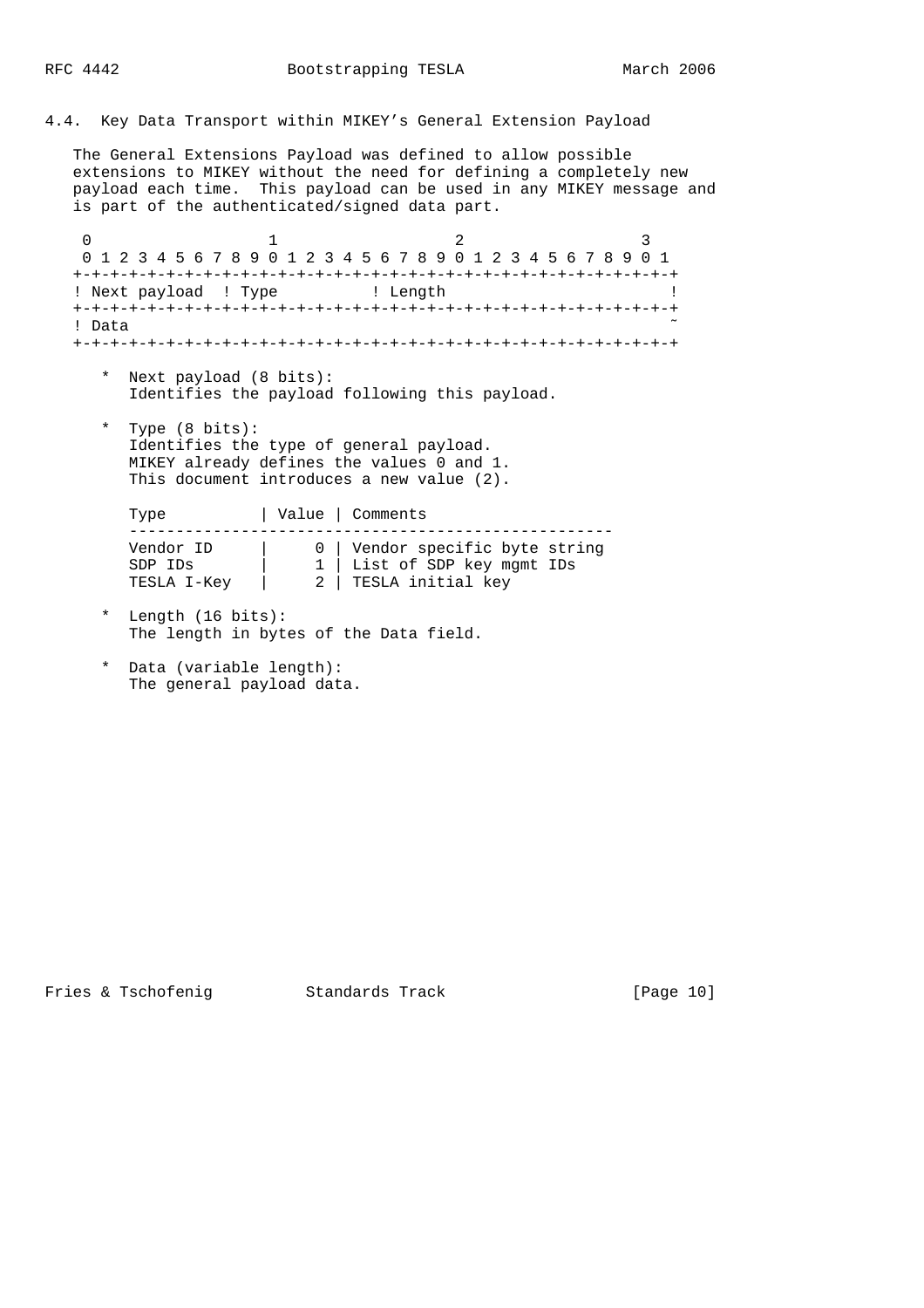## 4.4. Key Data Transport within MIKEY's General Extension Payload

The General Extensions Payload was defined to allow possible extensions to MIKEY without the need for defining a completely new payload each time. This payload can be used in any MIKEY message and is part of the authenticated/signed data part.

```
 0                   1                   2                   3
 0 1 2 3 4 5 6 7 8 9 0 1 2 3 4 5 6 7 8 9 0 1 2 3 4 5 6 7 8 9 0 1
+-+-+-+-+-+-+-+-+-+-+-+-+-+-+-+-+-+-+-+-+-+-+-+-+-+-+-+-+-+-+-+-+
! Next payload  ! Type          ! Length                        !
+-+-+-+-+-+-+-+-+-+-+-+-+-+-+-+-+-+-+-+-+-+-+-+-+-+-+-+-+-+-+-+-+
! Data                                                          ~
+-+-+-+-+-+-+-+-+-+-+-+-+-+-+-+-+-+-+-+-+-+-+-+-+-+-+-+-+-+-+-+-+
```

* Next payload (8 bits):
  Identifies the payload following this payload.

* Type (8 bits):
  Identifies the type of general payload.
  MIKEY already defines the values 0 and 1.
  This document introduces a new value (2).

| Type | Value | Comments |
|---|---|---|
| Vendor ID | 0 | Vendor specific byte string |
| SDP IDs | 1 | List of SDP key mgmt IDs |
| TESLA I-Key | 2 | TESLA initial key |

* Length (16 bits):
  The length in bytes of the Data field.

* Data (variable length):
  The general payload data.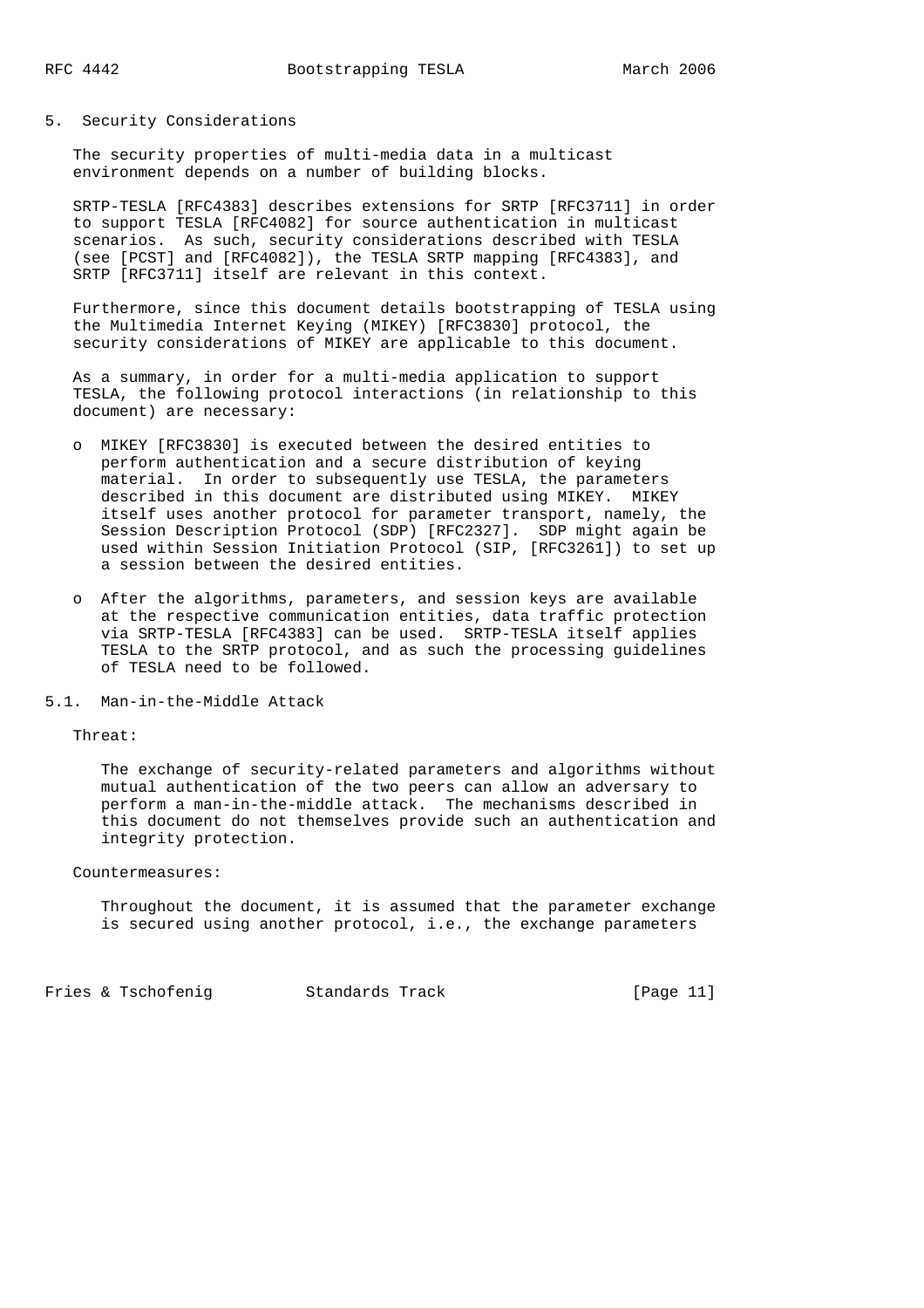## 5. Security Considerations

The security properties of multi-media data in a multicast environment depends on a number of building blocks.

SRTP-TESLA [RFC4383] describes extensions for SRTP [RFC3711] in order to support TESLA [RFC4082] for source authentication in multicast scenarios. As such, security considerations described with TESLA (see [PCST] and [RFC4082]), the TESLA SRTP mapping [RFC4383], and SRTP [RFC3711] itself are relevant in this context.

Furthermore, since this document details bootstrapping of TESLA using the Multimedia Internet Keying (MIKEY) [RFC3830] protocol, the security considerations of MIKEY are applicable to this document.

As a summary, in order for a multi-media application to support TESLA, the following protocol interactions (in relationship to this document) are necessary:

- MIKEY [RFC3830] is executed between the desired entities to perform authentication and a secure distribution of keying material. In order to subsequently use TESLA, the parameters described in this document are distributed using MIKEY. MIKEY itself uses another protocol for parameter transport, namely, the Session Description Protocol (SDP) [RFC2327]. SDP might again be used within Session Initiation Protocol (SIP, [RFC3261]) to set up a session between the desired entities.
- After the algorithms, parameters, and session keys are available at the respective communication entities, data traffic protection via SRTP-TESLA [RFC4383] can be used. SRTP-TESLA itself applies TESLA to the SRTP protocol, and as such the processing guidelines of TESLA need to be followed.

### 5.1. Man-in-the-Middle Attack

Threat:

The exchange of security-related parameters and algorithms without mutual authentication of the two peers can allow an adversary to perform a man-in-the-middle attack. The mechanisms described in this document do not themselves provide such an authentication and integrity protection.

Countermeasures:

Throughout the document, it is assumed that the parameter exchange is secured using another protocol, i.e., the exchange parameters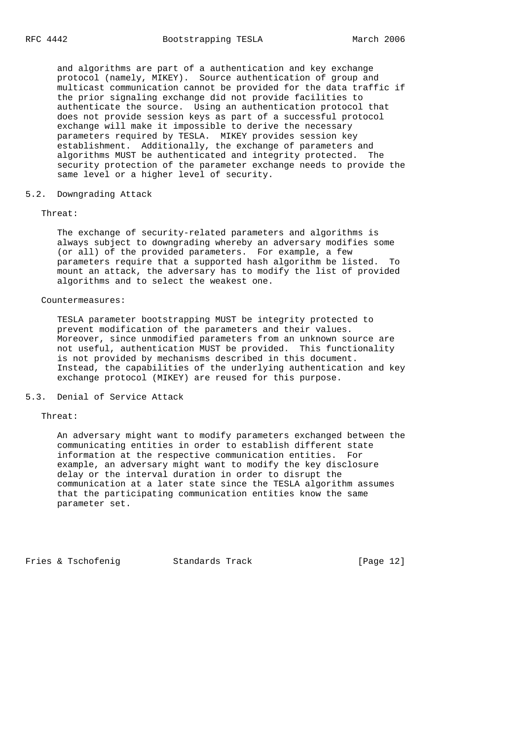and algorithms are part of a authentication and key exchange protocol (namely, MIKEY). Source authentication of group and multicast communication cannot be provided for the data traffic if the prior signaling exchange did not provide facilities to authenticate the source. Using an authentication protocol that does not provide session keys as part of a successful protocol exchange will make it impossible to derive the necessary parameters required by TESLA. MIKEY provides session key establishment. Additionally, the exchange of parameters and algorithms MUST be authenticated and integrity protected. The security protection of the parameter exchange needs to provide the same level or a higher level of security.

## 5.2. Downgrading Attack

Threat:

The exchange of security-related parameters and algorithms is always subject to downgrading whereby an adversary modifies some (or all) of the provided parameters. For example, a few parameters require that a supported hash algorithm be listed. To mount an attack, the adversary has to modify the list of provided algorithms and to select the weakest one.

Countermeasures:

TESLA parameter bootstrapping MUST be integrity protected to prevent modification of the parameters and their values. Moreover, since unmodified parameters from an unknown source are not useful, authentication MUST be provided. This functionality is not provided by mechanisms described in this document. Instead, the capabilities of the underlying authentication and key exchange protocol (MIKEY) are reused for this purpose.

## 5.3. Denial of Service Attack

Threat:

An adversary might want to modify parameters exchanged between the communicating entities in order to establish different state information at the respective communication entities. For example, an adversary might want to modify the key disclosure delay or the interval duration in order to disrupt the communication at a later state since the TESLA algorithm assumes that the participating communication entities know the same parameter set.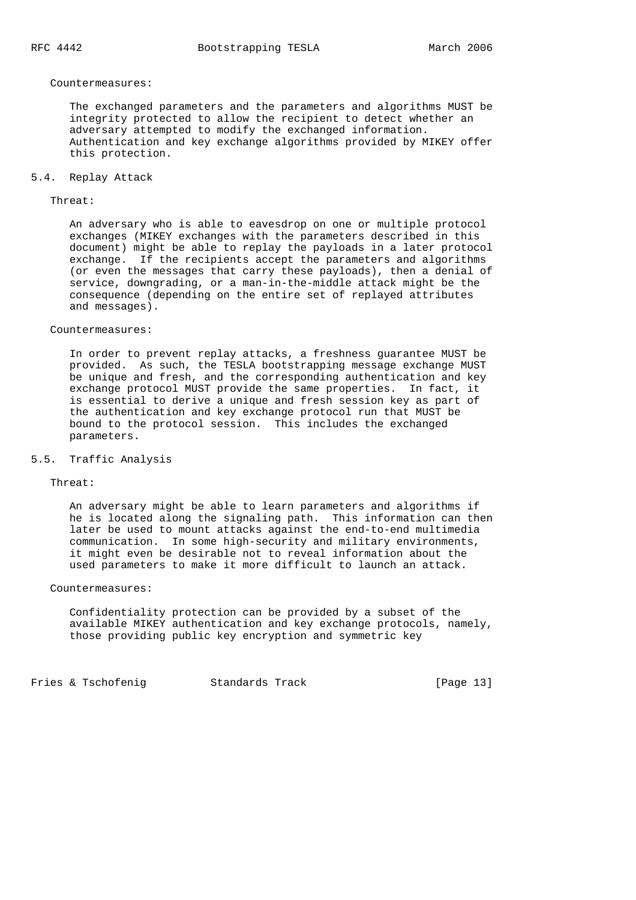Countermeasures:

The exchanged parameters and the parameters and algorithms MUST be integrity protected to allow the recipient to detect whether an adversary attempted to modify the exchanged information. Authentication and key exchange algorithms provided by MIKEY offer this protection.

## 5.4. Replay Attack

Threat:

An adversary who is able to eavesdrop on one or multiple protocol exchanges (MIKEY exchanges with the parameters described in this document) might be able to replay the payloads in a later protocol exchange. If the recipients accept the parameters and algorithms (or even the messages that carry these payloads), then a denial of service, downgrading, or a man-in-the-middle attack might be the consequence (depending on the entire set of replayed attributes and messages).

Countermeasures:

In order to prevent replay attacks, a freshness guarantee MUST be provided. As such, the TESLA bootstrapping message exchange MUST be unique and fresh, and the corresponding authentication and key exchange protocol MUST provide the same properties. In fact, it is essential to derive a unique and fresh session key as part of the authentication and key exchange protocol run that MUST be bound to the protocol session. This includes the exchanged parameters.

## 5.5. Traffic Analysis

Threat:

An adversary might be able to learn parameters and algorithms if he is located along the signaling path. This information can then later be used to mount attacks against the end-to-end multimedia communication. In some high-security and military environments, it might even be desirable not to reveal information about the used parameters to make it more difficult to launch an attack.

Countermeasures:

Confidentiality protection can be provided by a subset of the available MIKEY authentication and key exchange protocols, namely, those providing public key encryption and symmetric key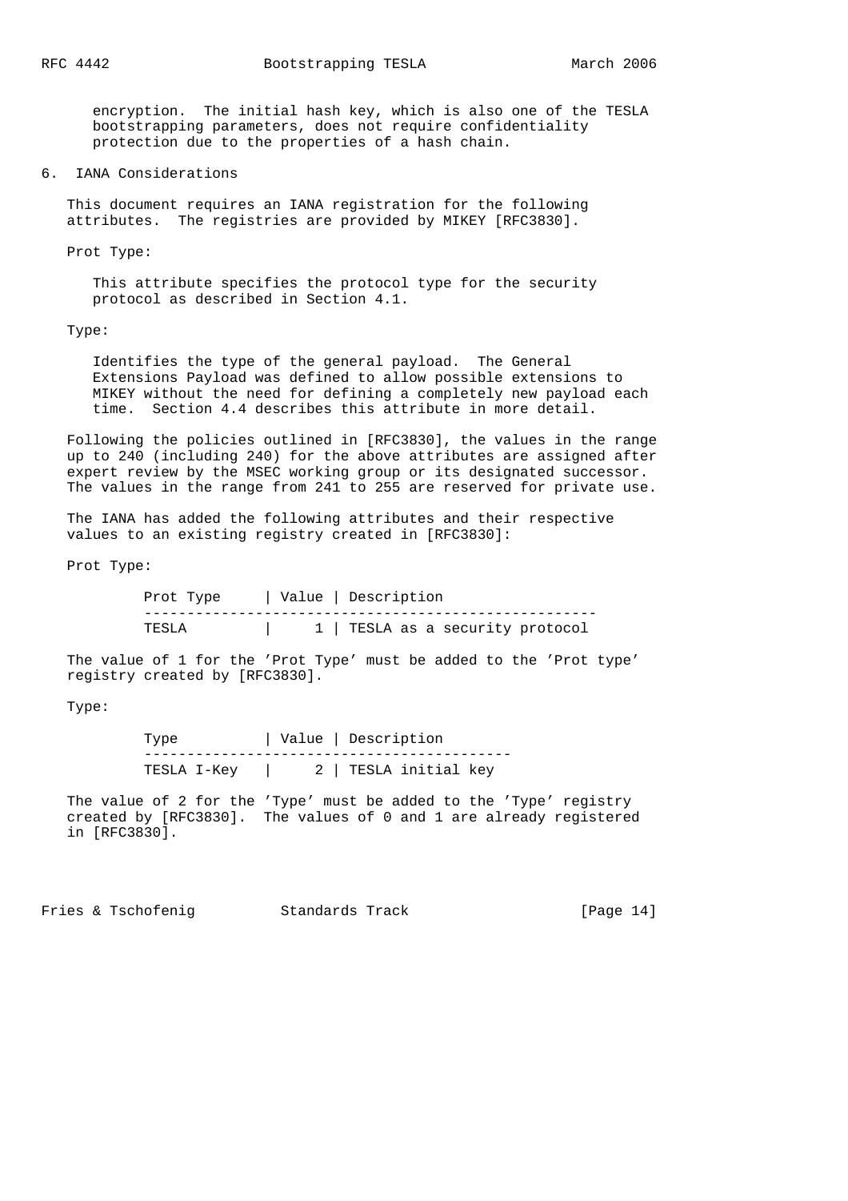encryption. The initial hash key, which is also one of the TESLA bootstrapping parameters, does not require confidentiality protection due to the properties of a hash chain.

## 6. IANA Considerations

This document requires an IANA registration for the following attributes. The registries are provided by MIKEY [RFC3830].

Prot Type:

This attribute specifies the protocol type for the security protocol as described in Section 4.1.

Type:

Identifies the type of the general payload. The General Extensions Payload was defined to allow possible extensions to MIKEY without the need for defining a completely new payload each time. Section 4.4 describes this attribute in more detail.

Following the policies outlined in [RFC3830], the values in the range up to 240 (including 240) for the above attributes are assigned after expert review by the MSEC working group or its designated successor. The values in the range from 241 to 255 are reserved for private use.

The IANA has added the following attributes and their respective values to an existing registry created in [RFC3830]:

Prot Type:

| Prot Type | Value | Description |
|---|---|---|
| TESLA | 1 | TESLA as a security protocol |

The value of 1 for the 'Prot Type' must be added to the 'Prot type' registry created by [RFC3830].

Type:

| Type | Value | Description |
|---|---|---|
| TESLA I-Key | 2 | TESLA initial key |

The value of 2 for the 'Type' must be added to the 'Type' registry created by [RFC3830]. The values of 0 and 1 are already registered in [RFC3830].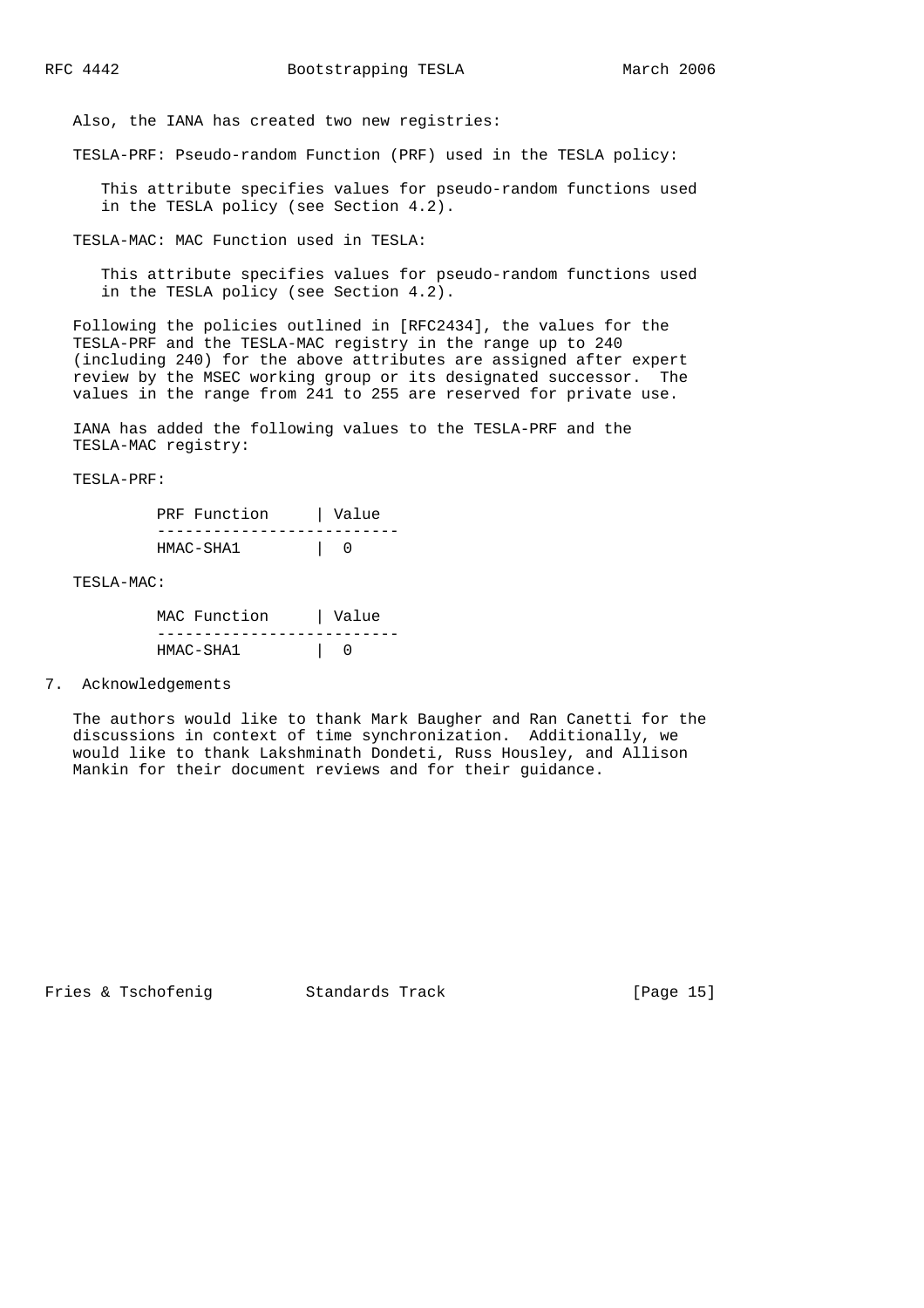Also, the IANA has created two new registries:

TESLA-PRF: Pseudo-random Function (PRF) used in the TESLA policy:

This attribute specifies values for pseudo-random functions used in the TESLA policy (see Section 4.2).

TESLA-MAC: MAC Function used in TESLA:

This attribute specifies values for pseudo-random functions used in the TESLA policy (see Section 4.2).

Following the policies outlined in [RFC2434], the values for the TESLA-PRF and the TESLA-MAC registry in the range up to 240 (including 240) for the above attributes are assigned after expert review by the MSEC working group or its designated successor. The values in the range from 241 to 255 are reserved for private use.

IANA has added the following values to the TESLA-PRF and the TESLA-MAC registry:

TESLA-PRF:

| PRF Function | Value |
|---|---|
| HMAC-SHA1 | 0 |

TESLA-MAC:

| MAC Function | Value |
|---|---|
| HMAC-SHA1 | 0 |

## 7. Acknowledgements

The authors would like to thank Mark Baugher and Ran Canetti for the discussions in context of time synchronization. Additionally, we would like to thank Lakshminath Dondeti, Russ Housley, and Allison Mankin for their document reviews and for their guidance.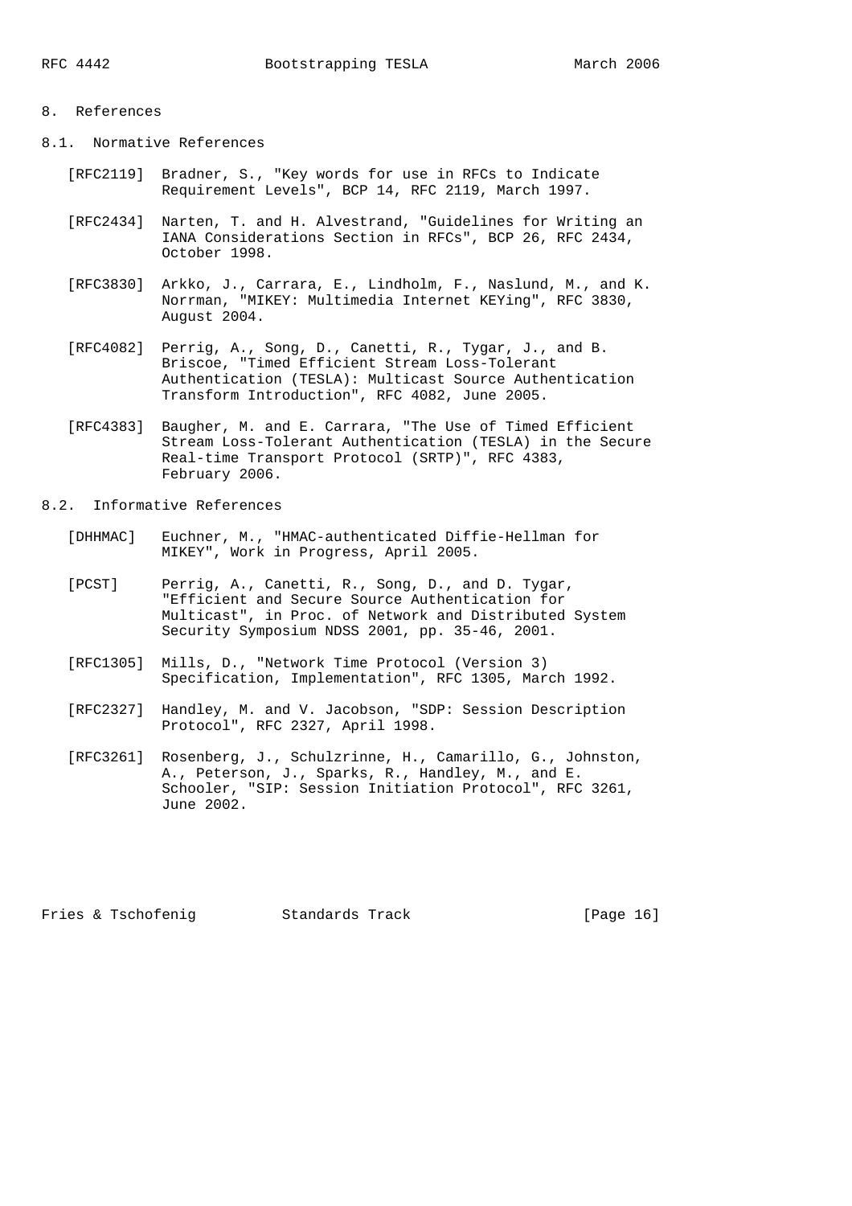## 8. References

### 8.1. Normative References

[RFC2119] Bradner, S., "Key words for use in RFCs to Indicate Requirement Levels", BCP 14, RFC 2119, March 1997.

[RFC2434] Narten, T. and H. Alvestrand, "Guidelines for Writing an IANA Considerations Section in RFCs", BCP 26, RFC 2434, October 1998.

[RFC3830] Arkko, J., Carrara, E., Lindholm, F., Naslund, M., and K. Norrman, "MIKEY: Multimedia Internet KEYing", RFC 3830, August 2004.

[RFC4082] Perrig, A., Song, D., Canetti, R., Tygar, J., and B. Briscoe, "Timed Efficient Stream Loss-Tolerant Authentication (TESLA): Multicast Source Authentication Transform Introduction", RFC 4082, June 2005.

[RFC4383] Baugher, M. and E. Carrara, "The Use of Timed Efficient Stream Loss-Tolerant Authentication (TESLA) in the Secure Real-time Transport Protocol (SRTP)", RFC 4383, February 2006.

### 8.2. Informative References

[DHHMAC] Euchner, M., "HMAC-authenticated Diffie-Hellman for MIKEY", Work in Progress, April 2005.

[PCST] Perrig, A., Canetti, R., Song, D., and D. Tygar, "Efficient and Secure Source Authentication for Multicast", in Proc. of Network and Distributed System Security Symposium NDSS 2001, pp. 35-46, 2001.

[RFC1305] Mills, D., "Network Time Protocol (Version 3) Specification, Implementation", RFC 1305, March 1992.

[RFC2327] Handley, M. and V. Jacobson, "SDP: Session Description Protocol", RFC 2327, April 1998.

[RFC3261] Rosenberg, J., Schulzrinne, H., Camarillo, G., Johnston, A., Peterson, J., Sparks, R., Handley, M., and E. Schooler, "SIP: Session Initiation Protocol", RFC 3261, June 2002.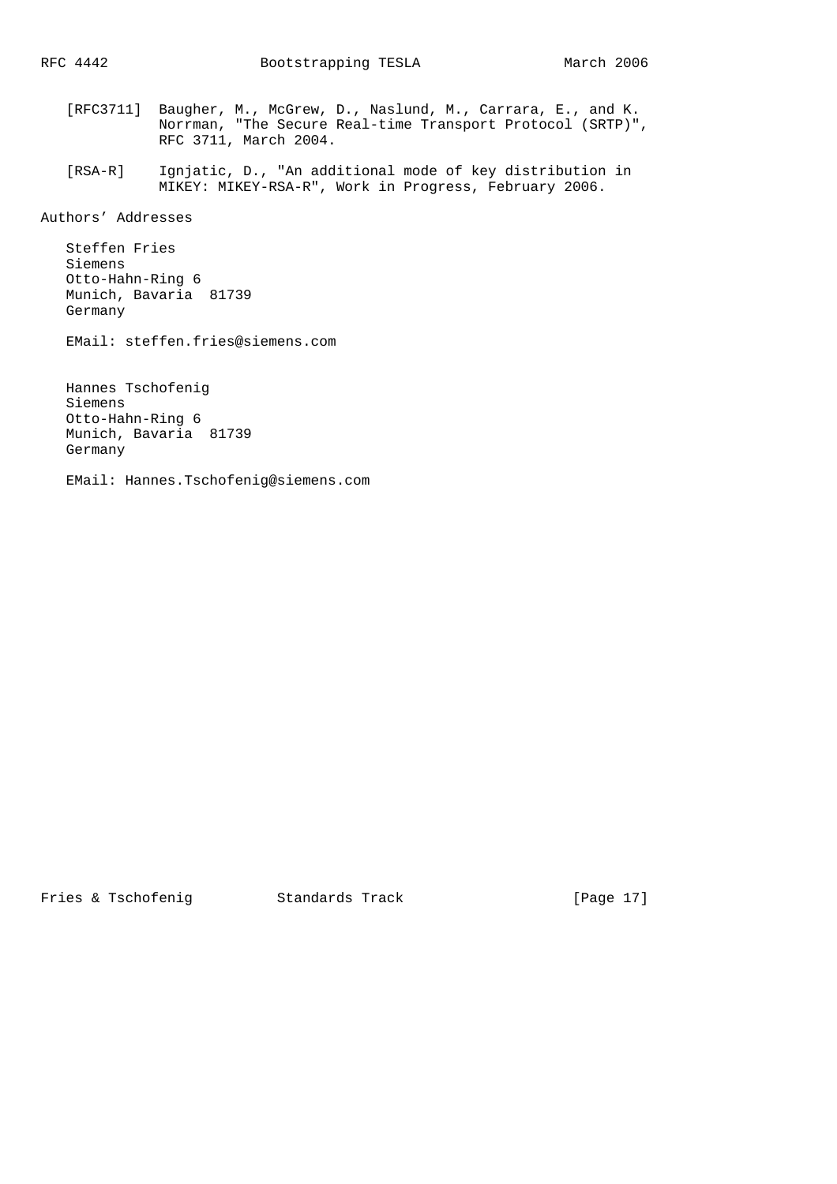[RFC3711] Baugher, M., McGrew, D., Naslund, M., Carrara, E., and K. Norrman, "The Secure Real-time Transport Protocol (SRTP)", RFC 3711, March 2004.

[RSA-R] Ignjatic, D., "An additional mode of key distribution in MIKEY: MIKEY-RSA-R", Work in Progress, February 2006.

## Authors' Addresses

Steffen Fries
Siemens
Otto-Hahn-Ring 6
Munich, Bavaria 81739
Germany

EMail: steffen.fries@siemens.com

Hannes Tschofenig
Siemens
Otto-Hahn-Ring 6
Munich, Bavaria 81739
Germany

EMail: Hannes.Tschofenig@siemens.com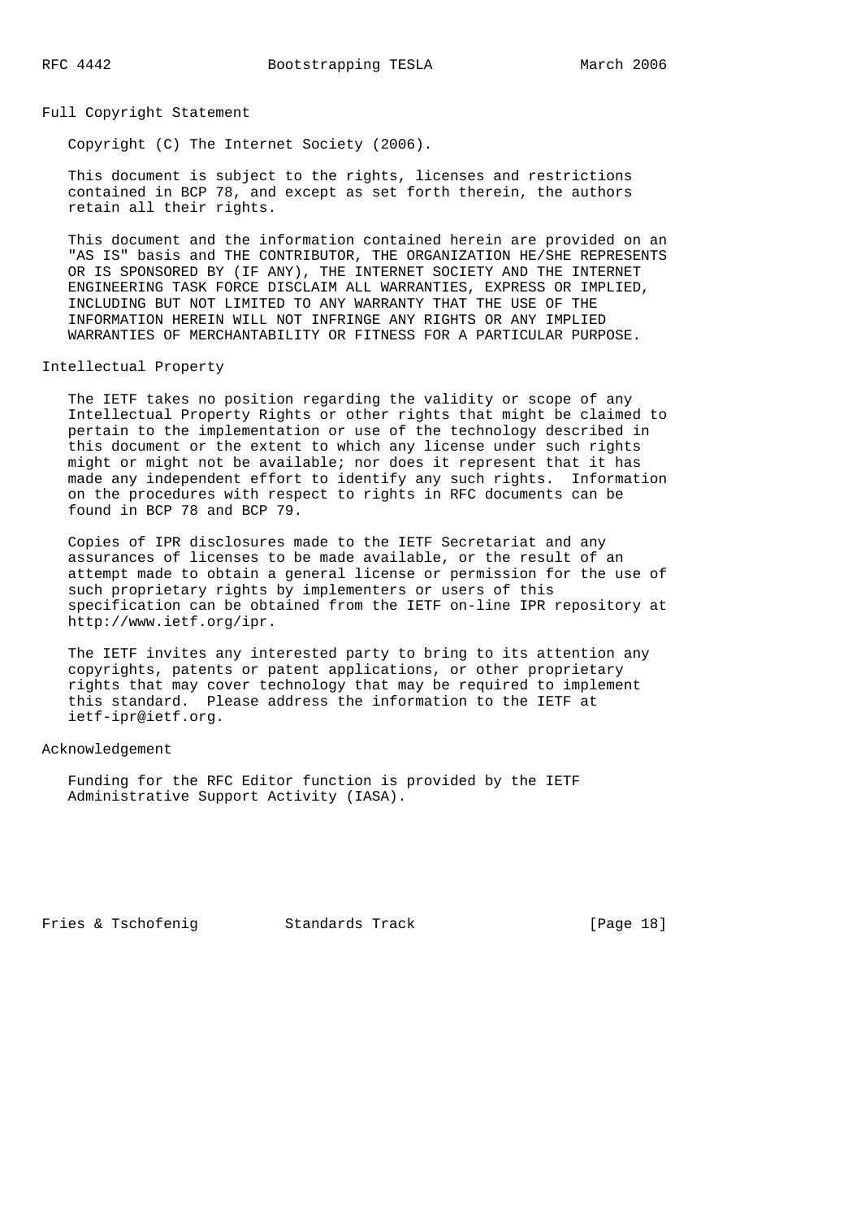## Full Copyright Statement

Copyright (C) The Internet Society (2006).

This document is subject to the rights, licenses and restrictions contained in BCP 78, and except as set forth therein, the authors retain all their rights.

This document and the information contained herein are provided on an "AS IS" basis and THE CONTRIBUTOR, THE ORGANIZATION HE/SHE REPRESENTS OR IS SPONSORED BY (IF ANY), THE INTERNET SOCIETY AND THE INTERNET ENGINEERING TASK FORCE DISCLAIM ALL WARRANTIES, EXPRESS OR IMPLIED, INCLUDING BUT NOT LIMITED TO ANY WARRANTY THAT THE USE OF THE INFORMATION HEREIN WILL NOT INFRINGE ANY RIGHTS OR ANY IMPLIED WARRANTIES OF MERCHANTABILITY OR FITNESS FOR A PARTICULAR PURPOSE.

## Intellectual Property

The IETF takes no position regarding the validity or scope of any Intellectual Property Rights or other rights that might be claimed to pertain to the implementation or use of the technology described in this document or the extent to which any license under such rights might or might not be available; nor does it represent that it has made any independent effort to identify any such rights. Information on the procedures with respect to rights in RFC documents can be found in BCP 78 and BCP 79.

Copies of IPR disclosures made to the IETF Secretariat and any assurances of licenses to be made available, or the result of an attempt made to obtain a general license or permission for the use of such proprietary rights by implementers or users of this specification can be obtained from the IETF on-line IPR repository at http://www.ietf.org/ipr.

The IETF invites any interested party to bring to its attention any copyrights, patents or patent applications, or other proprietary rights that may cover technology that may be required to implement this standard. Please address the information to the IETF at ietf-ipr@ietf.org.

## Acknowledgement

Funding for the RFC Editor function is provided by the IETF Administrative Support Activity (IASA).